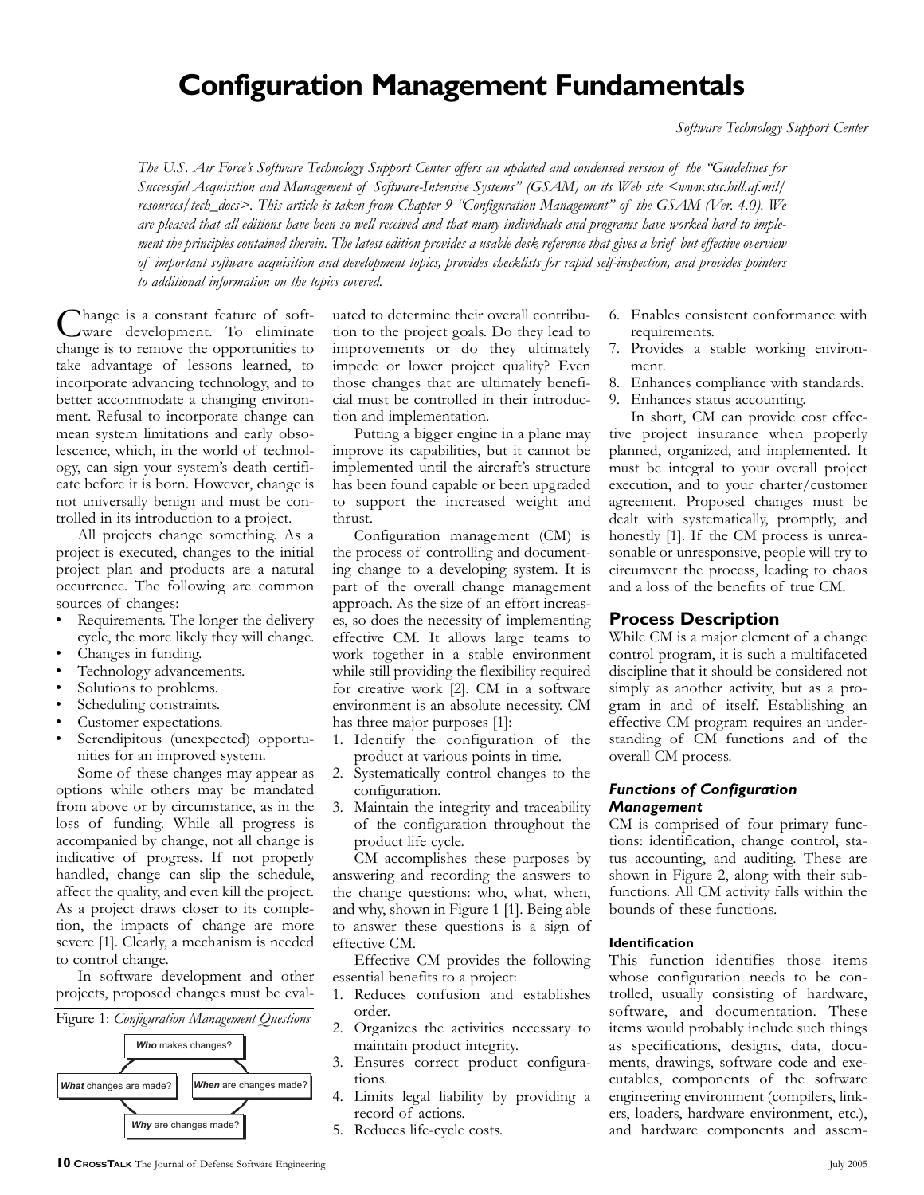# Configuration Management Fundamentals

*Software Technology Support Center*

*The U.S. Air Force's Software Technology Support Center offers an updated and condensed version of the "Guidelines for Successful Acquisition and Management of Software-Intensive Systems" (GSAM) on its Web site <www.stsc.hill.af.mil/resources/tech_docs>. This article is taken from Chapter 9 "Configuration Management" of the GSAM (Ver. 4.0). We are pleased that all editions have been so well received and that many individuals and programs have worked hard to implement the principles contained therein. The latest edition provides a usable desk reference that gives a brief but effective overview of important software acquisition and development topics, provides checklists for rapid self-inspection, and provides pointers to additional information on the topics covered.*

Change is a constant feature of software development. To eliminate change is to remove the opportunities to take advantage of lessons learned, to incorporate advancing technology, and to better accommodate a changing environment. Refusal to incorporate change can mean system limitations and early obsolescence, which, in the world of technology, can sign your system's death certificate before it is born. However, change is not universally benign and must be controlled in its introduction to a project.

All projects change something. As a project is executed, changes to the initial project plan and products are a natural occurrence. The following are common sources of changes:

- Requirements. The longer the delivery cycle, the more likely they will change.
- Changes in funding.
- Technology advancements.
- Solutions to problems.
- Scheduling constraints.
- Customer expectations.
- Serendipitous (unexpected) opportunities for an improved system.

Some of these changes may appear as options while others may be mandated from above or by circumstance, as in the loss of funding. While all progress is accompanied by change, not all change is indicative of progress. If not properly handled, change can slip the schedule, affect the quality, and even kill the project. As a project draws closer to its completion, the impacts of change are more severe [1]. Clearly, a mechanism is needed to control change.

In software development and other projects, proposed changes must be evaluated to determine their overall contribution to the project goals. Do they lead to improvements or do they ultimately impede or lower project quality? Even those changes that are ultimately beneficial must be controlled in their introduction and implementation.

Figure 1: *Configuration Management Questions*

**Who** makes changes?
**What** changes are made?
**When** are changes made?
**Why** are changes made?

Putting a bigger engine in a plane may improve its capabilities, but it cannot be implemented until the aircraft's structure has been found capable or been upgraded to support the increased weight and thrust.

Configuration management (CM) is the process of controlling and documenting change to a developing system. It is part of the overall change management approach. As the size of an effort increases, so does the necessity of implementing effective CM. It allows large teams to work together in a stable environment while still providing the flexibility required for creative work [2]. CM in a software environment is an absolute necessity. CM has three major purposes [1]:

1. Identify the configuration of the product at various points in time.
2. Systematically control changes to the configuration.
3. Maintain the integrity and traceability of the configuration throughout the product life cycle.

CM accomplishes these purposes by answering and recording the answers to the change questions: who, what, when, and why, shown in Figure 1 [1]. Being able to answer these questions is a sign of effective CM.

Effective CM provides the following essential benefits to a project:

1. Reduces confusion and establishes order.
2. Organizes the activities necessary to maintain product integrity.
3. Ensures correct product configurations.
4. Limits legal liability by providing a record of actions.
5. Reduces life-cycle costs.
6. Enables consistent conformance with requirements.
7. Provides a stable working environment.
8. Enhances compliance with standards.
9. Enhances status accounting.

In short, CM can provide cost effective project insurance when properly planned, organized, and implemented. It must be integral to your overall project execution, and to your charter/customer agreement. Proposed changes must be dealt with systematically, promptly, and honestly [1]. If the CM process is unreasonable or unresponsive, people will try to circumvent the process, leading to chaos and a loss of the benefits of true CM.

## Process Description

While CM is a major element of a change control program, it is such a multifaceted discipline that it should be considered not simply as another activity, but as a program in and of itself. Establishing an effective CM program requires an understanding of CM functions and of the overall CM process.

### *Functions of Configuration Management*

CM is comprised of four primary functions: identification, change control, status accounting, and auditing. These are shown in Figure 2, along with their subfunctions. All CM activity falls within the bounds of these functions.

#### Identification

This function identifies those items whose configuration needs to be controlled, usually consisting of hardware, software, and documentation. These items would probably include such things as specifications, designs, data, documents, drawings, software code and executables, components of the software engineering environment (compilers, linkers, loaders, hardware environment, etc.), and hardware components and assem-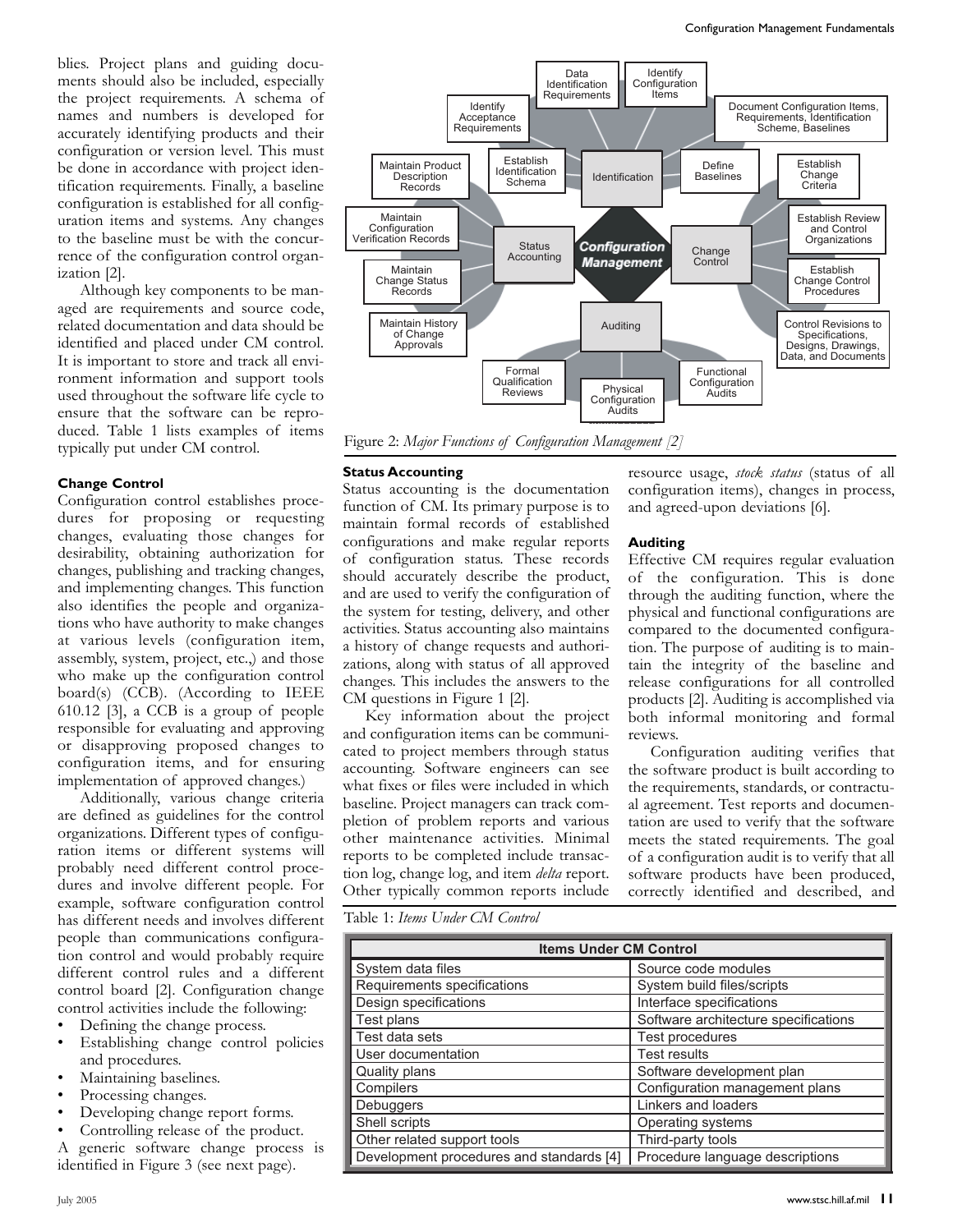blies. Project plans and guiding documents should also be included, especially the project requirements. A schema of names and numbers is developed for accurately identifying products and their configuration or version level. This must be done in accordance with project identification requirements. Finally, a baseline configuration is established for all configuration items and systems. Any changes to the baseline must be with the concurrence of the configuration control organization [2].

Although key components to be managed are requirements and source code, related documentation and data should be identified and placed under CM control. It is important to store and track all environment information and support tools used throughout the software life cycle to ensure that the software can be reproduced. Table 1 lists examples of items typically put under CM control.

#### Change Control

Configuration control establishes procedures for proposing or requesting changes, evaluating those changes for desirability, obtaining authorization for changes, publishing and tracking changes, and implementing changes. This function also identifies the people and organizations who have authority to make changes at various levels (configuration item, assembly, system, project, etc.) and those who make up the configuration control board(s) (CCB). (According to IEEE 610.12 [3], a CCB is a group of people responsible for evaluating and approving or disapproving proposed changes to configuration items, and for ensuring implementation of approved changes.)

Additionally, various change criteria are defined as guidelines for the control organizations. Different types of configuration items or different systems will probably need different control procedures and involve different people. For example, software configuration control has different needs and involves different people than communications configuration control and would probably require different control rules and a different control board [2]. Configuration change control activities include the following:

- Defining the change process.
- Establishing change control policies and procedures.
- Maintaining baselines.
- Processing changes.
- Developing change report forms.
- Controlling release of the product.

A generic software change process is identified in Figure 3 (see next page).

Figure 2: *Major Functions of Configuration Management [2]*

#### Status Accounting

Status accounting is the documentation function of CM. Its primary purpose is to maintain formal records of established configurations and make regular reports of configuration status. These records should accurately describe the product, and are used to verify the configuration of the system for testing, delivery, and other activities. Status accounting also maintains a history of change requests and authorizations, along with status of all approved changes. This includes the answers to the CM questions in Figure 1 [2].

Key information about the project and configuration items can be communicated to project members through status accounting. Software engineers can see what fixes or files were included in which baseline. Project managers can track completion of problem reports and various other maintenance activities. Minimal reports to be completed include transaction log, change log, and item *delta* report. Other typically common reports include resource usage, *stock status* (status of all configuration items), changes in process, and agreed-upon deviations [6].

#### Auditing

Effective CM requires regular evaluation of the configuration. This is done through the auditing function, where the physical and functional configurations are compared to the documented configuration. The purpose of auditing is to maintain the integrity of the baseline and release configurations for all controlled products [2]. Auditing is accomplished via both informal monitoring and formal reviews.

Configuration auditing verifies that the software product is built according to the requirements, standards, or contractual agreement. Test reports and documentation are used to verify that the software meets the stated requirements. The goal of a configuration audit is to verify that all software products have been produced, correctly identified and described, and

Table 1: *Items Under CM Control*

| Items Under CM Control | |
|---|---|
| System data files | Source code modules |
| Requirements specifications | System build files/scripts |
| Design specifications | Interface specifications |
| Test plans | Software architecture specifications |
| Test data sets | Test procedures |
| User documentation | Test results |
| Quality plans | Software development plan |
| Compilers | Configuration management plans |
| Debuggers | Linkers and loaders |
| Shell scripts | Operating systems |
| Other related support tools | Third-party tools |
| Development procedures and standards [4] | Procedure language descriptions |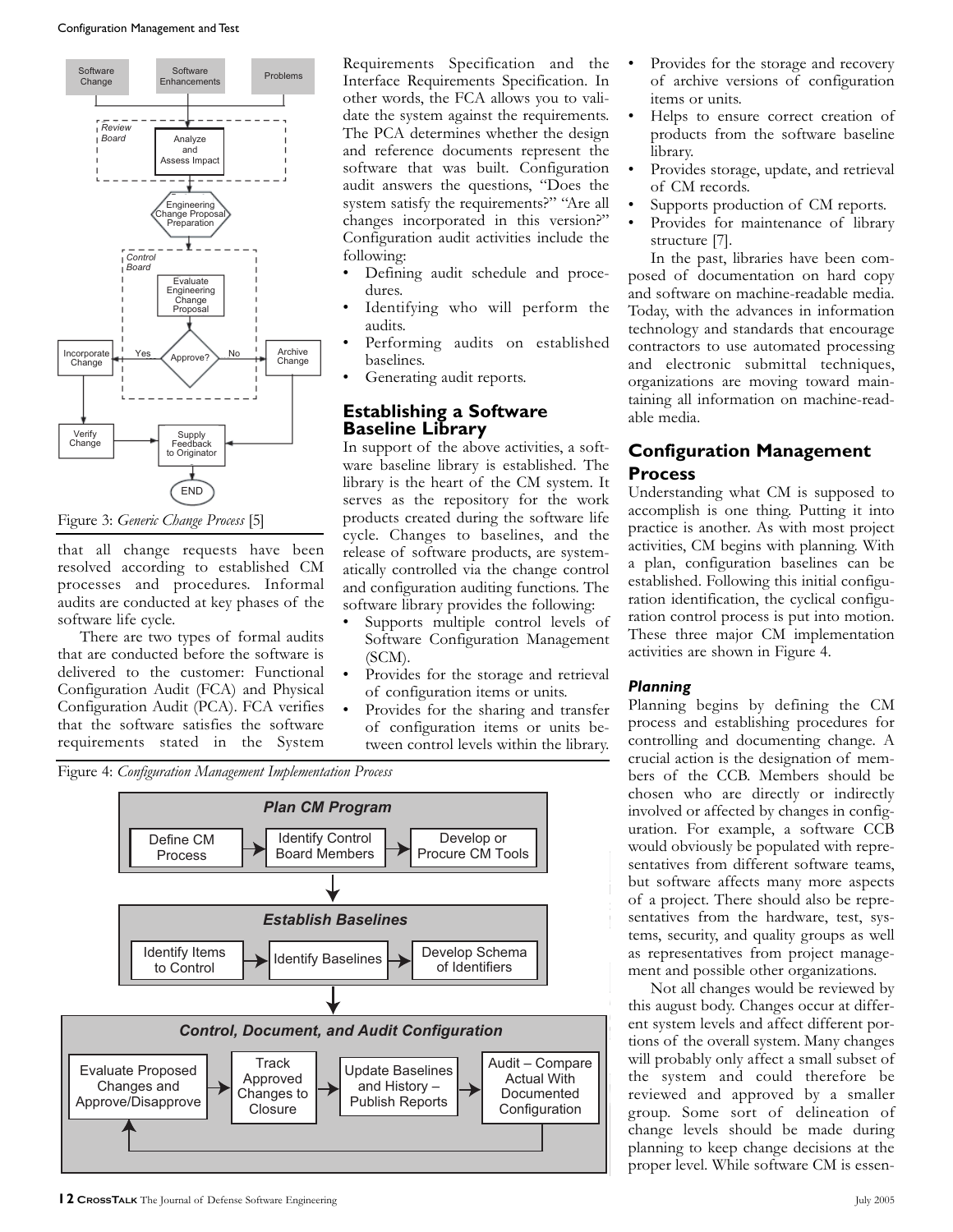Figure 3: *Generic Change Process* [5]

that all change requests have been resolved according to established CM processes and procedures. Informal audits are conducted at key phases of the software life cycle.

There are two types of formal audits that are conducted before the software is delivered to the customer: Functional Configuration Audit (FCA) and Physical Configuration Audit (PCA). FCA verifies that the software satisfies the software requirements stated in the System Requirements Specification and the Interface Requirements Specification. In other words, the FCA allows you to validate the system against the requirements. The PCA determines whether the design and reference documents represent the software that was built. Configuration audit answers the questions, "Does the system satisfy the requirements?" "Are all changes incorporated in this version?" Configuration audit activities include the following:

- Defining audit schedule and procedures.
- Identifying who will perform the audits.
- Performing audits on established baselines.
- Generating audit reports.

## Establishing a Software Baseline Library

In support of the above activities, a software baseline library is established. The library is the heart of the CM system. It serves as the repository for the work products created during the software life cycle. Changes to baselines, and the release of software products, are systematically controlled via the change control and configuration auditing functions. The software library provides the following:

- Supports multiple control levels of Software Configuration Management (SCM).
- Provides for the storage and retrieval of configuration items or units.
- Provides for the sharing and transfer of configuration items or units between control levels within the library.
- Provides for the storage and recovery of archive versions of configuration items or units.
- Helps to ensure correct creation of products from the software baseline library.
- Provides storage, update, and retrieval of CM records.
- Supports production of CM reports.
- Provides for maintenance of library structure [7].

In the past, libraries have been composed of documentation on hard copy and software on machine-readable media. Today, with the advances in information technology and standards that encourage contractors to use automated processing and electronic submittal techniques, organizations are moving toward maintaining all information on machine-readable media.

## Configuration Management Process

Understanding what CM is supposed to accomplish is one thing. Putting it into practice is another. As with most project activities, CM begins with planning. With a plan, configuration baselines can be established. Following this initial configuration identification, the cyclical configuration control process is put into motion. These three major CM implementation activities are shown in Figure 4.

Figure 4: *Configuration Management Implementation Process*

### *Planning*

Planning begins by defining the CM process and establishing procedures for controlling and documenting change. A crucial action is the designation of members of the CCB. Members should be chosen who are directly or indirectly involved or affected by changes in configuration. For example, a software CCB would obviously be populated with representatives from different software teams, but software affects many more aspects of a project. There should also be representatives from the hardware, test, systems, security, and quality groups as well as representatives from project management and possible other organizations.

Not all changes would be reviewed by this august body. Changes occur at different system levels and affect different portions of the overall system. Many changes will probably only affect a small subset of the system and could therefore be reviewed and approved by a smaller group. Some sort of delineation of change levels should be made during planning to keep change decisions at the proper level. While software CM is essen-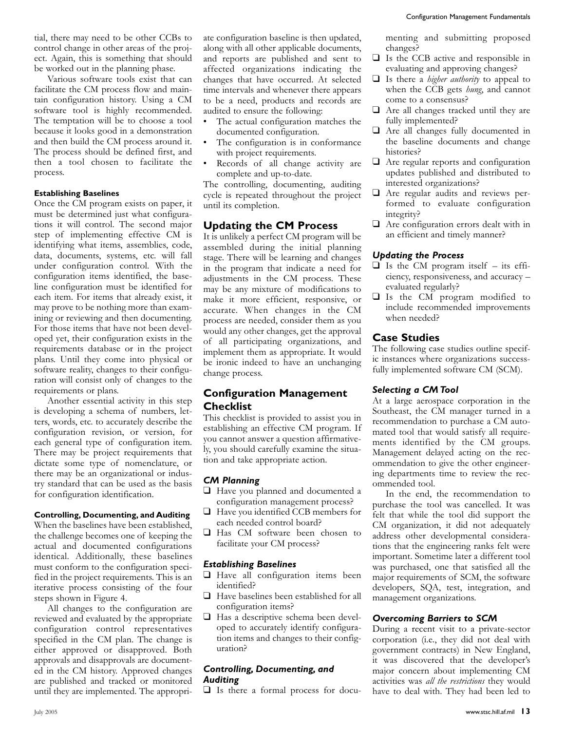tial, there may need to be other CCBs to control change in other areas of the project. Again, this is something that should be worked out in the planning phase.

Various software tools exist that can facilitate the CM process flow and maintain configuration history. Using a CM software tool is highly recommended. The temptation will be to choose a tool because it looks good in a demonstration and then build the CM process around it. The process should be defined first, and then a tool chosen to facilitate the process.

#### Establishing Baselines

Once the CM program exists on paper, it must be determined just what configurations it will control. The second major step of implementing effective CM is identifying what items, assemblies, code, data, documents, systems, etc. will fall under configuration control. With the configuration items identified, the baseline configuration must be identified for each item. For items that already exist, it may prove to be nothing more than examining or reviewing and then documenting. For those items that have not been developed yet, their configuration exists in the requirements database or in the project plans. Until they come into physical or software reality, changes to their configuration will consist only of changes to the requirements or plans.

Another essential activity in this step is developing a schema of numbers, letters, words, etc. to accurately describe the configuration revision, or version, for each general type of configuration item. There may be project requirements that dictate some type of nomenclature, or there may be an organizational or industry standard that can be used as the basis for configuration identification.

#### Controlling, Documenting, and Auditing

When the baselines have been established, the challenge becomes one of keeping the actual and documented configurations identical. Additionally, these baselines must conform to the configuration specified in the project requirements. This is an iterative process consisting of the four steps shown in Figure 4.

All changes to the configuration are reviewed and evaluated by the appropriate configuration control representatives specified in the CM plan. The change is either approved or disapproved. Both approvals and disapprovals are documented in the CM history. Approved changes are published and tracked or monitored until they are implemented. The appropriate configuration baseline is then updated, along with all other applicable documents, and reports are published and sent to affected organizations indicating the changes that have occurred. At selected time intervals and whenever there appears to be a need, products and records are audited to ensure the following:

- The actual configuration matches the documented configuration.
- The configuration is in conformance with project requirements.
- Records of all change activity are complete and up-to-date.

The controlling, documenting, auditing cycle is repeated throughout the project until its completion.

## Updating the CM Process

It is unlikely a perfect CM program will be assembled during the initial planning stage. There will be learning and changes in the program that indicate a need for adjustments in the CM process. These may be any mixture of modifications to make it more efficient, responsive, or accurate. When changes in the CM process are needed, consider them as you would any other changes, get the approval of all participating organizations, and implement them as appropriate. It would be ironic indeed to have an unchanging change process.

## Configuration Management Checklist

This checklist is provided to assist you in establishing an effective CM program. If you cannot answer a question affirmatively, you should carefully examine the situation and take appropriate action.

### *CM Planning*

- ❑ Have you planned and documented a configuration management process?
- ❑ Have you identified CCB members for each needed control board?
- ❑ Has CM software been chosen to facilitate your CM process?

### *Establishing Baselines*

- ❑ Have all configuration items been identified?
- ❑ Have baselines been established for all configuration items?
- ❑ Has a descriptive schema been developed to accurately identify configuration items and changes to their configuration?

### *Controlling, Documenting, and Auditing*

- ❑ Is there a formal process for documenting and submitting proposed changes?
- ❑ Is the CCB active and responsible in evaluating and approving changes?
- ❑ Is there a *higher authority* to appeal to when the CCB gets *hung*, and cannot come to a consensus?
- ❑ Are all changes tracked until they are fully implemented?
- ❑ Are all changes fully documented in the baseline documents and change histories?
- ❑ Are regular reports and configuration updates published and distributed to interested organizations?
- ❑ Are regular audits and reviews performed to evaluate configuration integrity?
- ❑ Are configuration errors dealt with in an efficient and timely manner?

### *Updating the Process*

- ❑ Is the CM program itself – its efficiency, responsiveness, and accuracy – evaluated regularly?
- ❑ Is the CM program modified to include recommended improvements when needed?

## Case Studies

The following case studies outline specific instances where organizations successfully implemented software CM (SCM).

### *Selecting a CM Tool*

At a large aerospace corporation in the Southeast, the CM manager turned in a recommendation to purchase a CM automated tool that would satisfy all requirements identified by the CM groups. Management delayed acting on the recommendation to give the other engineering departments time to review the recommended tool.

In the end, the recommendation to purchase the tool was cancelled. It was felt that while the tool did support the CM organization, it did not adequately address other developmental considerations that the engineering ranks felt were important. Sometime later a different tool was purchased, one that satisfied all the major requirements of SCM, the software developers, SQA, test, integration, and management organizations.

### *Overcoming Barriers to SCM*

During a recent visit to a private-sector corporation (i.e., they did not deal with government contracts) in New England, it was discovered that the developer's major concern about implementing CM activities was *all the restrictions* they would have to deal with. They had been led to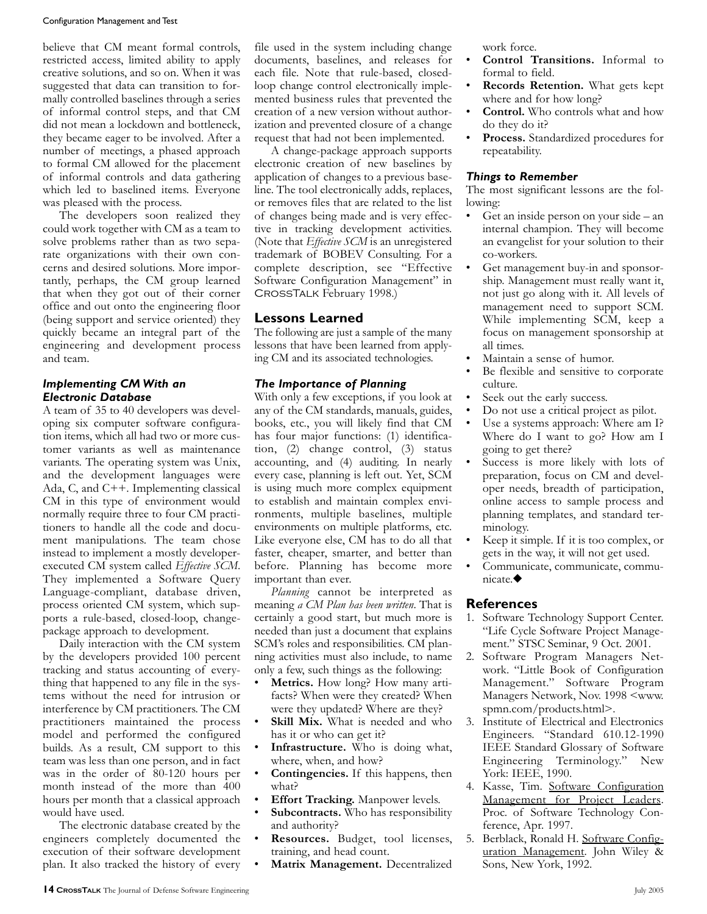believe that CM meant formal controls, restricted access, limited ability to apply creative solutions, and so on. When it was suggested that data can transition to formally controlled baselines through a series of informal control steps, and that CM did not mean a lockdown and bottleneck, they became eager to be involved. After a number of meetings, a phased approach to formal CM allowed for the placement of informal controls and data gathering which led to baselined items. Everyone was pleased with the process.

The developers soon realized they could work together with CM as a team to solve problems rather than as two separate organizations with their own concerns and desired solutions. More importantly, perhaps, the CM group learned that when they got out of their corner office and out onto the engineering floor (being support and service oriented) they quickly became an integral part of the engineering and development process and team.

### *Implementing CM With an Electronic Database*

A team of 35 to 40 developers was developing six computer software configuration items, which all had two or more customer variants as well as maintenance variants. The operating system was Unix, and the development languages were Ada, C, and C++. Implementing classical CM in this type of environment would normally require three to four CM practitioners to handle all the code and document manipulations. The team chose instead to implement a mostly developer-executed CM system called *Effective SCM*. They implemented a Software Query Language-compliant, database driven, process oriented CM system, which supports a rule-based, closed-loop, change-package approach to development.

Daily interaction with the CM system by the developers provided 100 percent tracking and status accounting of everything that happened to any file in the systems without the need for intrusion or interference by CM practitioners. The CM practitioners maintained the process model and performed the configured builds. As a result, CM support to this team was less than one person, and in fact was in the order of 80-120 hours per month instead of the more than 400 hours per month that a classical approach would have used.

The electronic database created by the engineers completely documented the execution of their software development plan. It also tracked the history of every file used in the system including change documents, baselines, and releases for each file. Note that rule-based, closed-loop change control electronically implemented business rules that prevented the creation of a new version without authorization and prevented closure of a change request that had not been implemented.

A change-package approach supports electronic creation of new baselines by application of changes to a previous baseline. The tool electronically adds, replaces, or removes files that are related to the list of changes being made and is very effective in tracking development activities. (Note that *Effective SCM* is an unregistered trademark of BOBEV Consulting. For a complete description, see "Effective Software Configuration Management" in CROSSTALK February 1998.)

## Lessons Learned

The following are just a sample of the many lessons that have been learned from applying CM and its associated technologies.

### *The Importance of Planning*

With only a few exceptions, if you look at any of the CM standards, manuals, guides, books, etc., you will likely find that CM has four major functions: (1) identification, (2) change control, (3) status accounting, and (4) auditing. In nearly every case, planning is left out. Yet, SCM is using much more complex equipment to establish and maintain complex environments, multiple baselines, multiple environments on multiple platforms, etc. Like everyone else, CM has to do all that faster, cheaper, smarter, and better than before. Planning has become more important than ever.

*Planning* cannot be interpreted as meaning *a CM Plan has been written*. That is certainly a good start, but much more is needed than just a document that explains SCM's roles and responsibilities. CM planning activities must also include, to name only a few, such things as the following:

- **Metrics.** How long? How many artifacts? When were they created? When were they updated? Where are they?
- **Skill Mix.** What is needed and who has it or who can get it?
- **Infrastructure.** Who is doing what, where, when, and how?
- **Contingencies.** If this happens, then what?
- **Effort Tracking.** Manpower levels.
- **Subcontracts.** Who has responsibility and authority?
- **Resources.** Budget, tool licenses, training, and head count.
- **Matrix Management.** Decentralized work force.
- **Control Transitions.** Informal to formal to field.
- **Records Retention.** What gets kept where and for how long?
- **Control.** Who controls what and how do they do it?
- **Process.** Standardized procedures for repeatability.

### *Things to Remember*

The most significant lessons are the following:

- Get an inside person on your side – an internal champion. They will become an evangelist for your solution to their co-workers.
- Get management buy-in and sponsorship. Management must really want it, not just go along with it. All levels of management need to support SCM. While implementing SCM, keep a focus on management sponsorship at all times.
- Maintain a sense of humor.
- Be flexible and sensitive to corporate culture.
- Seek out the early success.
- Do not use a critical project as pilot.
- Use a systems approach: Where am I? Where do I want to go? How am I going to get there?
- Success is more likely with lots of preparation, focus on CM and developer needs, breadth of participation, online access to sample process and planning templates, and standard terminology.
- Keep it simple. If it is too complex, or gets in the way, it will not get used.
- Communicate, communicate, communicate.◆

## References

1. Software Technology Support Center. "Life Cycle Software Project Management." STSC Seminar, 9 Oct. 2001.
2. Software Program Managers Network. "Little Book of Configuration Management." Software Program Managers Network, Nov. 1998 <www.spmn.com/products.html>.
3. Institute of Electrical and Electronics Engineers. "Standard 610.12-1990 IEEE Standard Glossary of Software Engineering Terminology." New York: IEEE, 1990.
4. Kasse, Tim. Software Configuration Management for Project Leaders. Proc. of Software Technology Conference, Apr. 1997.
5. Berblack, Ronald H. Software Configuration Management. John Wiley & Sons, New York, 1992.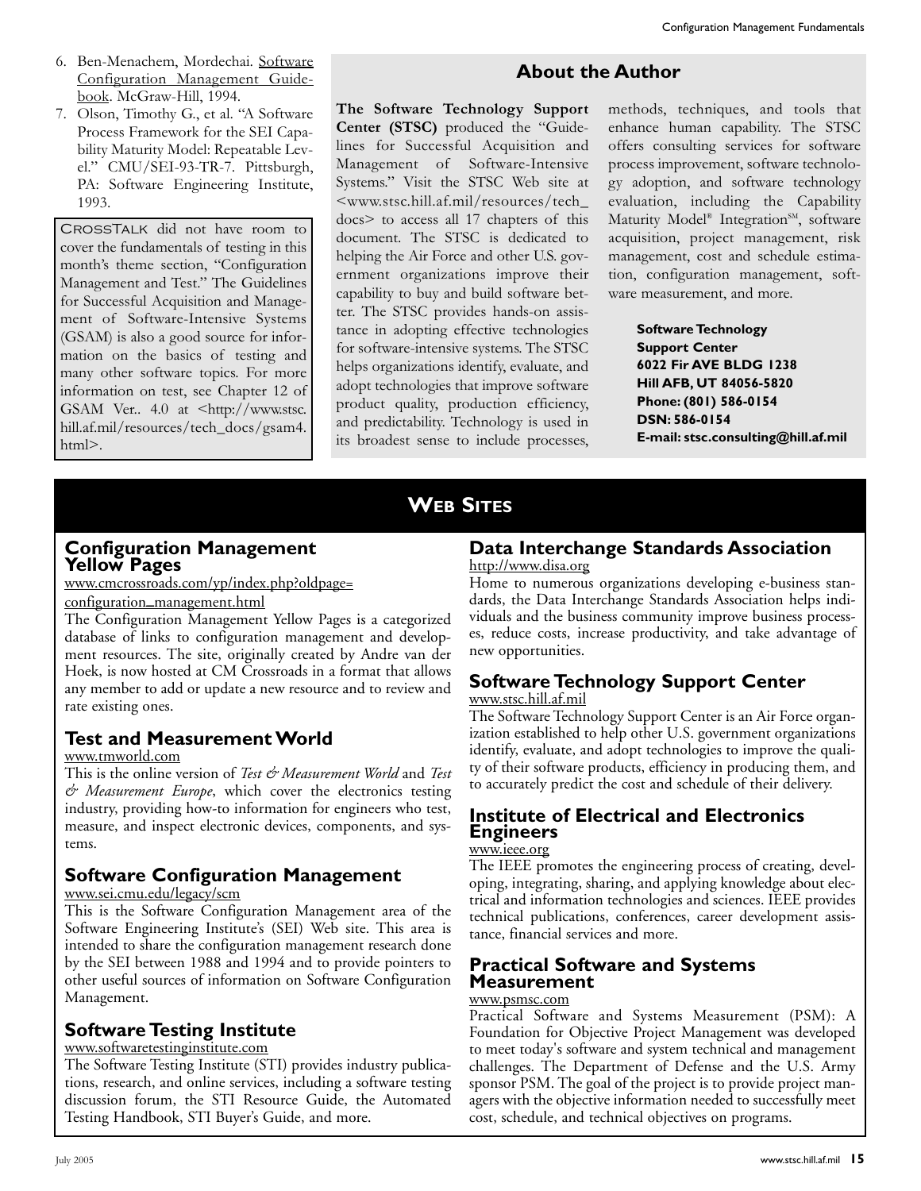6. Ben-Menachem, Mordechai. Software Configuration Management Guidebook. McGraw-Hill, 1994.
7. Olson, Timothy G., et al. "A Software Process Framework for the SEI Capability Maturity Model: Repeatable Level." CMU/SEI-93-TR-7. Pittsburgh, PA: Software Engineering Institute, 1993.

CROSSTALK did not have room to cover the fundamentals of testing in this month's theme section, "Configuration Management and Test." The Guidelines for Successful Acquisition and Management of Software-Intensive Systems (GSAM) is also a good source for information on the basics of testing and many other software topics. For more information on test, see Chapter 12 of GSAM Ver.. 4.0 at <http://www.stsc.hill.af.mil/resources/tech_docs/gsam4.html>.

## About the Author

**The Software Technology Support Center (STSC)** produced the "Guidelines for Successful Acquisition and Management of Software-Intensive Systems." Visit the STSC Web site at <www.stsc.hill.af.mil/resources/tech_docs> to access all 17 chapters of this document. The STSC is dedicated to helping the Air Force and other U.S. government organizations improve their capability to buy and build software better. The STSC provides hands-on assistance in adopting effective technologies for software-intensive systems. The STSC helps organizations identify, evaluate, and adopt technologies that improve software product quality, production efficiency, and predictability. Technology is used in its broadest sense to include processes, methods, techniques, and tools that enhance human capability. The STSC offers consulting services for software process improvement, software technology adoption, and software technology evaluation, including the Capability Maturity Model® Integration℠, software acquisition, project management, risk management, cost and schedule estimation, configuration management, software measurement, and more.

**Software Technology Support Center**
**6022 Fir AVE BLDG 1238**
**Hill AFB, UT 84056-5820**
**Phone: (801) 586-0154**
**DSN: 586-0154**
**E-mail: stsc.consulting@hill.af.mil**

## Web Sites

### Configuration Management Yellow Pages

www.cmcrossroads.com/yp/index.php?oldpage=configuration_management.html

The Configuration Management Yellow Pages is a categorized database of links to configuration management and development resources. The site, originally created by Andre van der Hoek, is now hosted at CM Crossroads in a format that allows any member to add or update a new resource and to review and rate existing ones.

### Test and Measurement World

www.tmworld.com

This is the online version of *Test & Measurement World* and *Test & Measurement Europe*, which cover the electronics testing industry, providing how-to information for engineers who test, measure, and inspect electronic devices, components, and systems.

### Software Configuration Management

www.sei.cmu.edu/legacy/scm

This is the Software Configuration Management area of the Software Engineering Institute's (SEI) Web site. This area is intended to share the configuration management research done by the SEI between 1988 and 1994 and to provide pointers to other useful sources of information on Software Configuration Management.

### Software Testing Institute

www.softwaretestinginstitute.com

The Software Testing Institute (STI) provides industry publications, research, and online services, including a software testing discussion forum, the STI Resource Guide, the Automated Testing Handbook, STI Buyer's Guide, and more.

### Data Interchange Standards Association

http://www.disa.org

Home to numerous organizations developing e-business standards, the Data Interchange Standards Association helps individuals and the business community improve business processes, reduce costs, increase productivity, and take advantage of new opportunities.

### Software Technology Support Center

www.stsc.hill.af.mil

The Software Technology Support Center is an Air Force organization established to help other U.S. government organizations identify, evaluate, and adopt technologies to improve the quality of their software products, efficiency in producing them, and to accurately predict the cost and schedule of their delivery.

### Institute of Electrical and Electronics Engineers

www.ieee.org

The IEEE promotes the engineering process of creating, developing, integrating, sharing, and applying knowledge about electrical and information technologies and sciences. IEEE provides technical publications, conferences, career development assistance, financial services and more.

### Practical Software and Systems Measurement

www.psmsc.com

Practical Software and Systems Measurement (PSM): A Foundation for Objective Project Management was developed to meet today's software and system technical and management challenges. The Department of Defense and the U.S. Army sponsor PSM. The goal of the project is to provide project managers with the objective information needed to successfully meet cost, schedule, and technical objectives on programs.